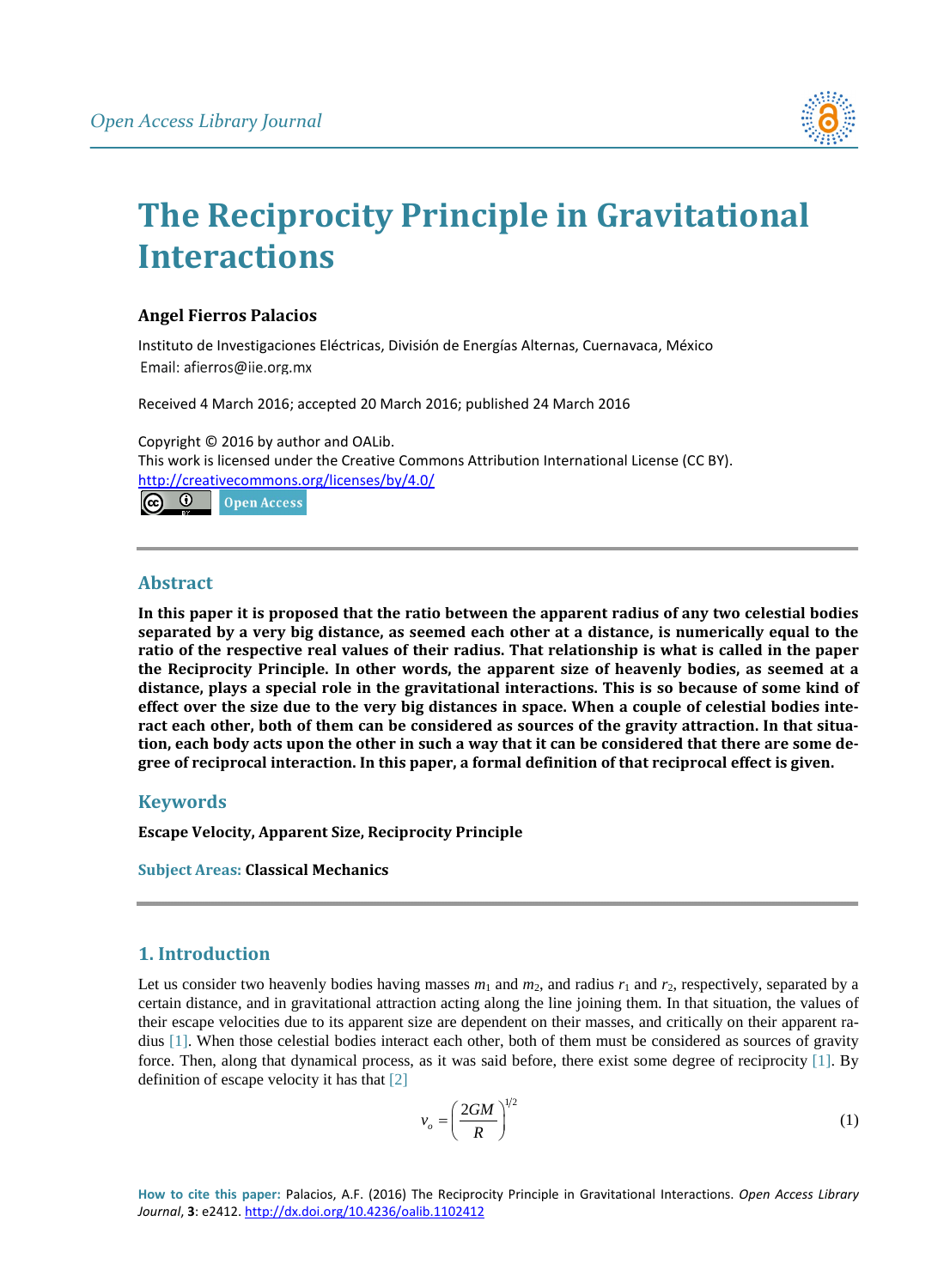# The Reciprocity Principle in Gravitational Interactions

**Angel Fierros Palacios**

Instituto de Investigaciones Eléctricas, División de Energías Alternas, Cuernavaca, México
Email: afierros@iie.org.mx

Received 4 March 2016; accepted 20 March 2016; published 24 March 2016

Copyright © 2016 by author and OALib.
This work is licensed under the Creative Commons Attribution International License (CC BY).
http://creativecommons.org/licenses/by/4.0/

Open Access

## Abstract

**In this paper it is proposed that the ratio between the apparent radius of any two celestial bodies separated by a very big distance, as seemed each other at a distance, is numerically equal to the ratio of the respective real values of their radius. That relationship is what is called in the paper the Reciprocity Principle. In other words, the apparent size of heavenly bodies, as seemed at a distance, plays a special role in the gravitational interactions. This is so because of some kind of effect over the size due to the very big distances in space. When a couple of celestial bodies interact each other, both of them can be considered as sources of the gravity attraction. In that situation, each body acts upon the other in such a way that it can be considered that there are some degree of reciprocal interaction. In this paper, a formal definition of that reciprocal effect is given.**

## Keywords

**Escape Velocity, Apparent Size, Reciprocity Principle**

**Subject Areas:** **Classical Mechanics**

## 1. Introduction

Let us consider two heavenly bodies having masses $m_1$ and $m_2$, and radius $r_1$ and $r_2$, respectively, separated by a certain distance, and in gravitational attraction acting along the line joining them. In that situation, the values of their escape velocities due to its apparent size are dependent on their masses, and critically on their apparent radius [1]. When those celestial bodies interact each other, both of them must be considered as sources of gravity force. Then, along that dynamical process, as it was said before, there exist some degree of reciprocity [1]. By definition of escape velocity it has that [2]

$$v_o = \left(\frac{2GM}{R}\right)^{1/2} \tag{1}$$

How to cite this paper: Palacios, A.F. (2016) The Reciprocity Principle in Gravitational Interactions. *Open Access Library Journal*, **3**: e2412. http://dx.doi.org/10.4236/oalib.1102412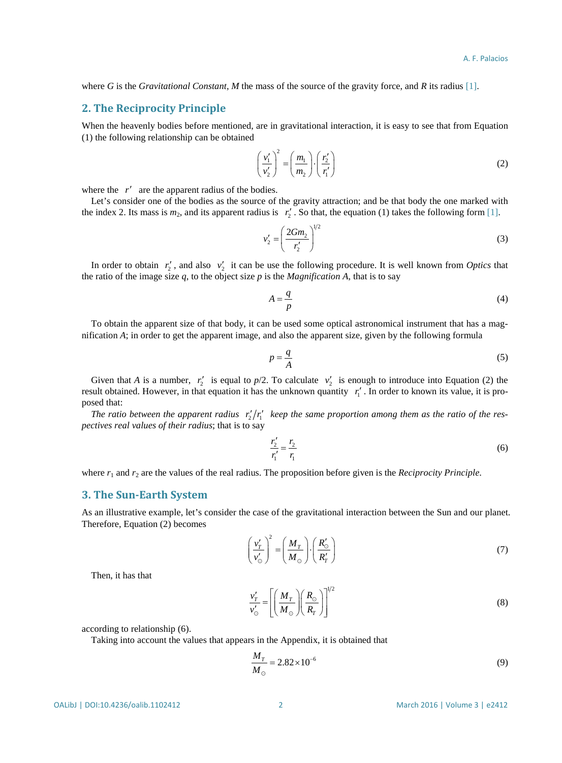where $G$ is the *Gravitational Constant*, $M$ the mass of the source of the gravity force, and $R$ its radius [1].

## 2. The Reciprocity Principle

When the heavenly bodies before mentioned, are in gravitational interaction, it is easy to see that from Equation (1) the following relationship can be obtained

$$\left(\frac{v_1'}{v_2'}\right)^2 = \left(\frac{m_1}{m_2}\right) \cdot \left(\frac{r_2'}{r_1'}\right) \tag{2}$$

where the $r'$ are the apparent radius of the bodies.

Let's consider one of the bodies as the source of the gravity attraction; and be that body the one marked with the index 2. Its mass is $m_2$, and its apparent radius is $r_2'$. So that, the equation (1) takes the following form [1].

$$v_2' = \left(\frac{2Gm_2}{r_2'}\right)^{1/2} \tag{3}$$

In order to obtain $r_2'$, and also $v_2'$ it can be use the following procedure. It is well known from *Optics* that the ratio of the image size $q$, to the object size $p$ is the *Magnification A*, that is to say

$$A = \frac{q}{p} \tag{4}$$

To obtain the apparent size of that body, it can be used some optical astronomical instrument that has a magnification $A$; in order to get the apparent image, and also the apparent size, given by the following formula

$$p = \frac{q}{A} \tag{5}$$

Given that $A$ is a number, $r_2'$ is equal to $p/2$. To calculate $v_2'$ is enough to introduce into Equation (2) the result obtained. However, in that equation it has the unknown quantity $r_1'$. In order to known its value, it is proposed that:

*The ratio between the apparent radius* $r_2'/r_1'$ *keep the same proportion among them as the ratio of the respectives real values of their radius*; that is to say

$$\frac{r_2'}{r_1'} = \frac{r_2}{r_1} \tag{6}$$

where $r_1$ and $r_2$ are the values of the real radius. The proposition before given is the *Reciprocity Principle*.

## 3. The Sun-Earth System

As an illustrative example, let's consider the case of the gravitational interaction between the Sun and our planet. Therefore, Equation (2) becomes

$$\left(\frac{v_T'}{v_\odot'}\right)^2 = \left(\frac{M_T}{M_\odot}\right) \cdot \left(\frac{R_\odot'}{R_T'}\right) \tag{7}$$

Then, it has that

$$\frac{v_T'}{v_\odot'} = \left[\left(\frac{M_T}{M_\odot}\right)\left(\frac{R_\odot}{R_T}\right)\right]^{1/2} \tag{8}$$

according to relationship (6).

Taking into account the values that appears in the Appendix, it is obtained that

$$\frac{M_T}{M_\odot} = 2.82 \times 10^{-6} \tag{9}$$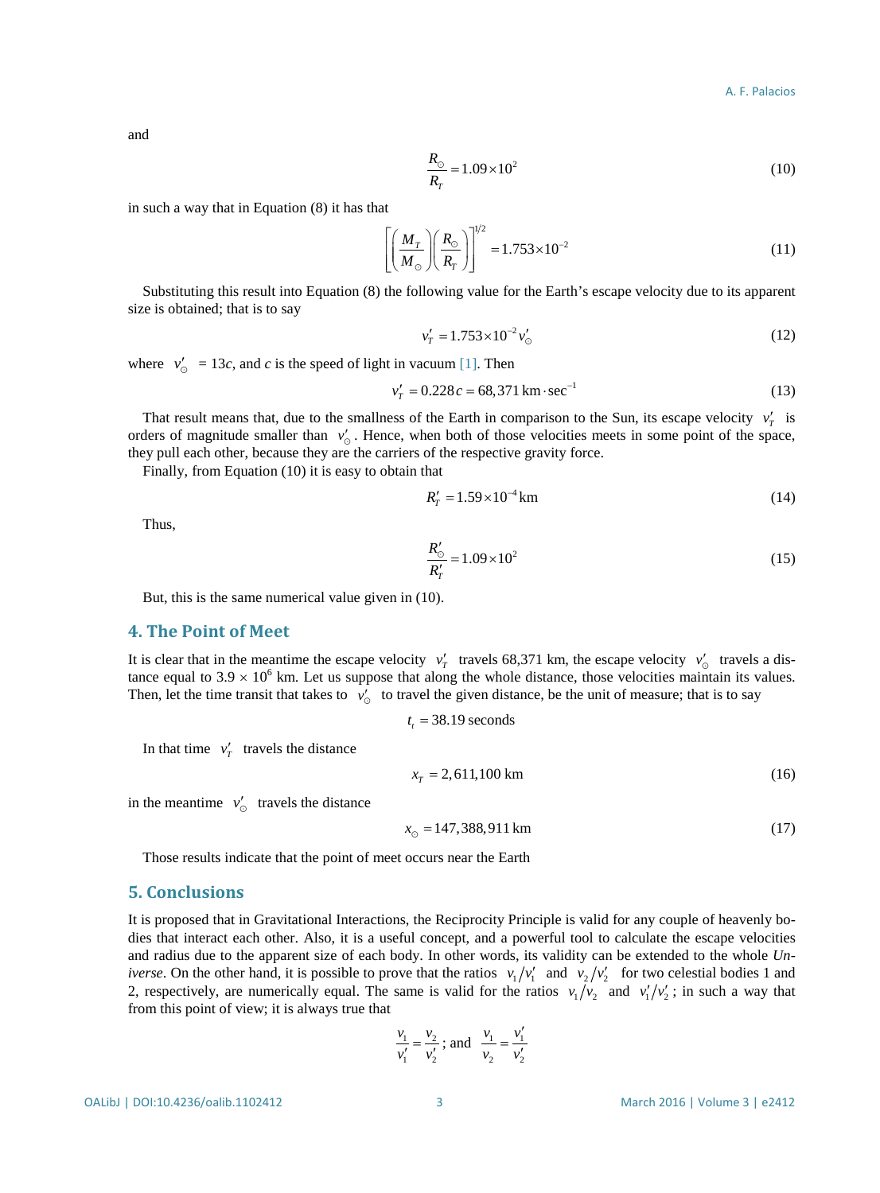and

$$\frac{R_{\odot}}{R_T} = 1.09 \times 10^2 \tag{10}$$

in such a way that in Equation (8) it has that

$$\left[\left(\frac{M_T}{M_{\odot}}\right)\left(\frac{R_{\odot}}{R_T}\right)\right]^{1/2} = 1.753 \times 10^{-2} \tag{11}$$

Substituting this result into Equation (8) the following value for the Earth's escape velocity due to its apparent size is obtained; that is to say

$$v'_T = 1.753 \times 10^{-2} v'_{\odot} \tag{12}$$

where $v'_{\odot} = 13c$, and $c$ is the speed of light in vacuum [1]. Then

$$v'_T = 0.228\,c = 68,371\ \text{km} \cdot \text{sec}^{-1} \tag{13}$$

That result means that, due to the smallness of the Earth in comparison to the Sun, its escape velocity $v'_T$ is orders of magnitude smaller than $v'_{\odot}$. Hence, when both of those velocities meets in some point of the space, they pull each other, because they are the carriers of the respective gravity force.

Finally, from Equation (10) it is easy to obtain that

$$R'_T = 1.59 \times 10^{-4}\ \text{km} \tag{14}$$

Thus,

$$\frac{R'_{\odot}}{R'_T} = 1.09 \times 10^2 \tag{15}$$

But, this is the same numerical value given in (10).

## 4. The Point of Meet

It is clear that in the meantime the escape velocity $v'_T$ travels 68,371 km, the escape velocity $v'_{\odot}$ travels a distance equal to $3.9 \times 10^6$ km. Let us suppose that along the whole distance, those velocities maintain its values. Then, let the time transit that takes to $v'_{\odot}$ to travel the given distance, be the unit of measure; that is to say

$$t_t = 38.19\ \text{seconds}$$

In that time $v'_T$ travels the distance

$$x_T = 2,611,100\ \text{km} \tag{16}$$

in the meantime $v'_{\odot}$ travels the distance

$$x_{\odot} = 147,388,911\ \text{km} \tag{17}$$

Those results indicate that the point of meet occurs near the Earth

## 5. Conclusions

It is proposed that in Gravitational Interactions, the Reciprocity Principle is valid for any couple of heavenly bodies that interact each other. Also, it is a useful concept, and a powerful tool to calculate the escape velocities and radius due to the apparent size of each body. In other words, its validity can be extended to the whole *Universe*. On the other hand, it is possible to prove that the ratios $v_1/v'_1$ and $v_2/v'_2$ for two celestial bodies 1 and 2, respectively, are numerically equal. The same is valid for the ratios $v_1/v_2$ and $v'_1/v'_2$; in such a way that from this point of view; it is always true that

$$\frac{v_1}{v'_1} = \frac{v_2}{v'_2}; \text{ and } \frac{v_1}{v_2} = \frac{v'_1}{v'_2}$$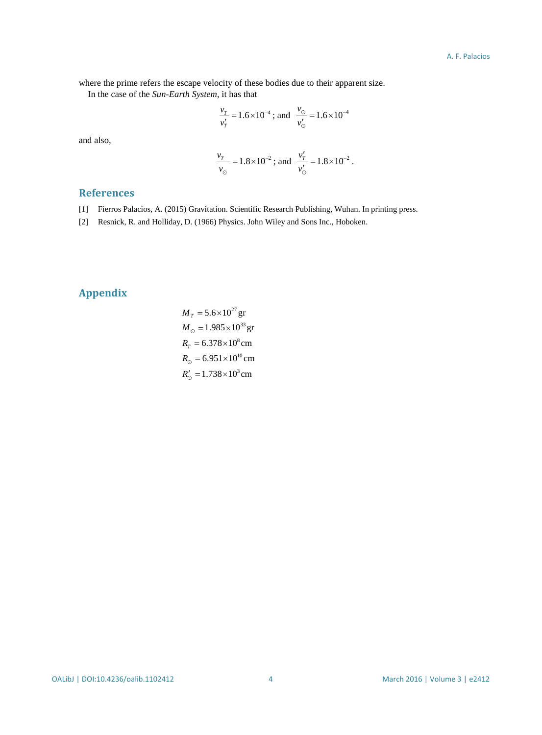where the prime refers the escape velocity of these bodies due to their apparent size.

In the case of the *Sun-Earth System*, it has that

$$\frac{v_T}{v'_T} = 1.6\times10^{-4} \text{; and } \frac{v_\odot}{v'_\odot} = 1.6\times10^{-4}$$

and also,

$$\frac{v_T}{v_\odot} = 1.8\times10^{-2} \text{; and } \frac{v'_T}{v'_\odot} = 1.8\times10^{-2}.$$

## References

[1] Fierros Palacios, A. (2015) Gravitation. Scientific Research Publishing, Wuhan. In printing press.

[2] Resnick, R. and Holliday, D. (1966) Physics. John Wiley and Sons Inc., Hoboken.

## Appendix

$$M_T = 5.6\times10^{27}\,\text{gr}$$

$$M_\odot = 1.985\times10^{33}\,\text{gr}$$

$$R_T = 6.378\times10^{8}\,\text{cm}$$

$$R_\odot = 6.951\times10^{10}\,\text{cm}$$

$$R'_\odot = 1.738\times10^{3}\,\text{cm}$$